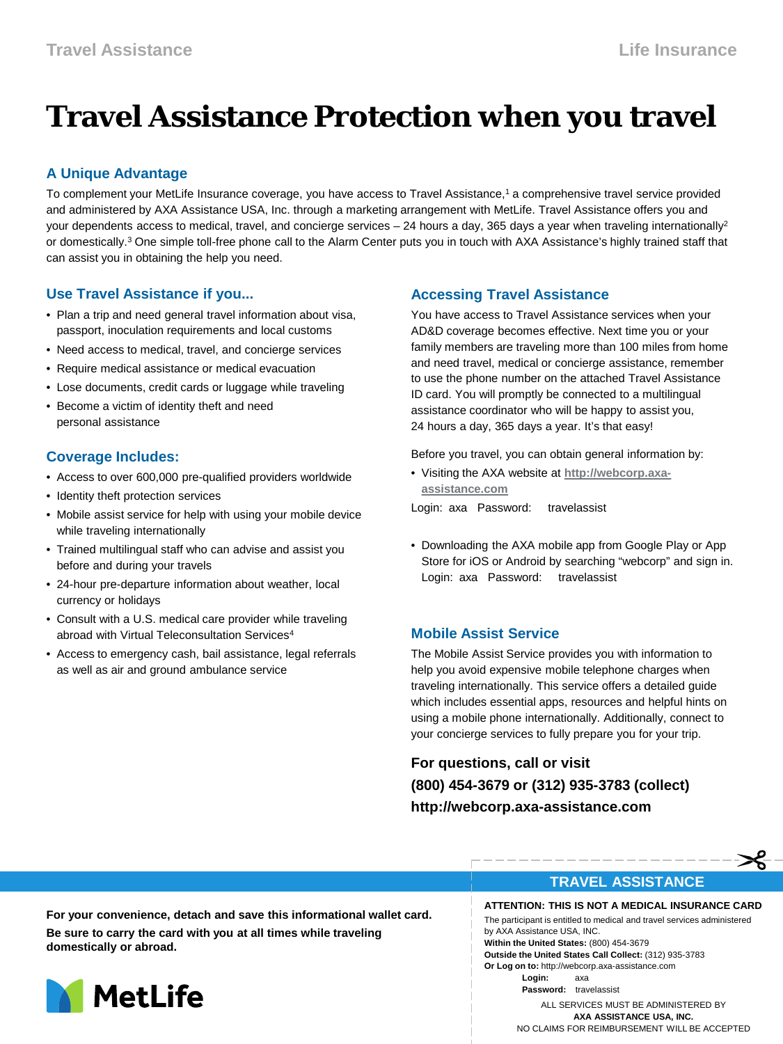# Travel Assistance Protection when you travel

## A Unique Advantage

To complement your MetLife Insurance coverage, you have access to Travel Assistance,[1] a comprehensive travel service provided and administered by AXA Assistance USA, Inc. through a marketing arrangement with MetLife. Travel Assistance offers you and your dependents access to medical, travel, and concierge services – 24 hours a day, 365 days a year when traveling internationally[2] or domestically.[3] One simple toll-free phone call to the Alarm Center puts you in touch with AXA Assistance's highly trained staff that can assist you in obtaining the help you need.

## Use Travel Assistance if you...

- Plan a trip and need general travel information about visa, passport, inoculation requirements and local customs
- Need access to medical, travel, and concierge services
- Require medical assistance or medical evacuation
- Lose documents, credit cards or luggage while traveling
- Become a victim of identity theft and need personal assistance

## Coverage Includes:

- Access to over 600,000 pre-qualified providers worldwide
- Identity theft protection services
- Mobile assist service for help with using your mobile device while traveling internationally
- Trained multilingual staff who can advise and assist you before and during your travels
- 24-hour pre-departure information about weather, local currency or holidays
- Consult with a U.S. medical care provider while traveling abroad with Virtual Teleconsultation Services[4]
- Access to emergency cash, bail assistance, legal referrals as well as air and ground ambulance service

## Accessing Travel Assistance

You have access to Travel Assistance services when your AD&D coverage becomes effective. Next time you or your family members are traveling more than 100 miles from home and need travel, medical or concierge assistance, remember to use the phone number on the attached Travel Assistance ID card. You will promptly be connected to a multilingual assistance coordinator who will be happy to assist you, 24 hours a day, 365 days a year. It's that easy!

Before you travel, you can obtain general information by:

- Visiting the AXA website at http://webcorp.axa-assistance.com

Login: axa Password: travelassist

- Downloading the AXA mobile app from Google Play or App Store for iOS or Android by searching "webcorp" and sign in. Login: axa Password: travelassist

## Mobile Assist Service

The Mobile Assist Service provides you with information to help you avoid expensive mobile telephone charges when traveling internationally. This service offers a detailed guide which includes essential apps, resources and helpful hints on using a mobile phone internationally. Additionally, connect to your concierge services to fully prepare you for your trip.

**For questions, call or visit**
**(800) 454-3679 or (312) 935-3783 (collect)**
**http://webcorp.axa-assistance.com**

**For your convenience, detach and save this informational wallet card.**

**Be sure to carry the card with you at all times while traveling domestically or abroad.**

MetLife

**TRAVEL ASSISTANCE**

**ATTENTION: THIS IS NOT A MEDICAL INSURANCE CARD**

The participant is entitled to medical and travel services administered by AXA Assistance USA, INC.

**Within the United States:** (800) 454-3679
**Outside the United States Call Collect:** (312) 935-3783
**Or Log on to:** http://webcorp.axa-assistance.com
**Login:** axa
**Password:** travelassist

ALL SERVICES MUST BE ADMINISTERED BY
**AXA ASSISTANCE USA, INC.**
NO CLAIMS FOR REIMBURSEMENT WILL BE ACCEPTED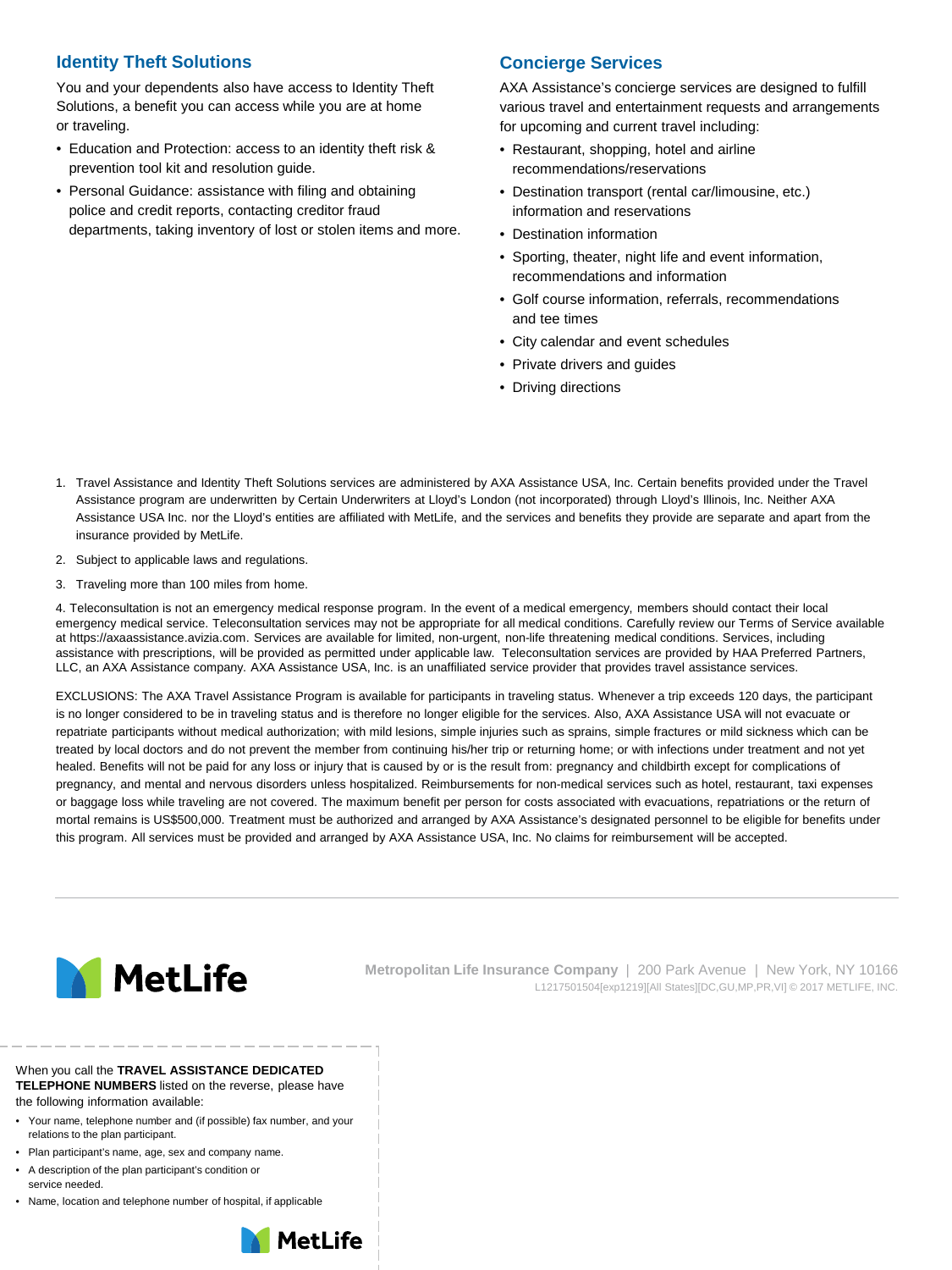## Identity Theft Solutions

You and your dependents also have access to Identity Theft Solutions, a benefit you can access while you are at home or traveling.

- Education and Protection: access to an identity theft risk & prevention tool kit and resolution guide.
- Personal Guidance: assistance with filing and obtaining police and credit reports, contacting creditor fraud departments, taking inventory of lost or stolen items and more.

## Concierge Services

AXA Assistance's concierge services are designed to fulfill various travel and entertainment requests and arrangements for upcoming and current travel including:

- Restaurant, shopping, hotel and airline recommendations/reservations
- Destination transport (rental car/limousine, etc.) information and reservations
- Destination information
- Sporting, theater, night life and event information, recommendations and information
- Golf course information, referrals, recommendations and tee times
- City calendar and event schedules
- Private drivers and guides
- Driving directions

1. Travel Assistance and Identity Theft Solutions services are administered by AXA Assistance USA, Inc. Certain benefits provided under the Travel Assistance program are underwritten by Certain Underwriters at Lloyd's London (not incorporated) through Lloyd's Illinois, Inc. Neither AXA Assistance USA Inc. nor the Lloyd's entities are affiliated with MetLife, and the services and benefits they provide are separate and apart from the insurance provided by MetLife.
2. Subject to applicable laws and regulations.
3. Traveling more than 100 miles from home.

4. Teleconsultation is not an emergency medical response program. In the event of a medical emergency, members should contact their local emergency medical service. Teleconsultation services may not be appropriate for all medical conditions. Carefully review our Terms of Service available at https://axaassistance.avizia.com. Services are available for limited, non-urgent, non-life threatening medical conditions. Services, including assistance with prescriptions, will be provided as permitted under applicable law. Teleconsultation services are provided by HAA Preferred Partners, LLC, an AXA Assistance company. AXA Assistance USA, Inc. is an unaffiliated service provider that provides travel assistance services.

EXCLUSIONS: The AXA Travel Assistance Program is available for participants in traveling status. Whenever a trip exceeds 120 days, the participant is no longer considered to be in traveling status and is therefore no longer eligible for the services. Also, AXA Assistance USA will not evacuate or repatriate participants without medical authorization; with mild lesions, simple injuries such as sprains, simple fractures or mild sickness which can be treated by local doctors and do not prevent the member from continuing his/her trip or returning home; or with infections under treatment and not yet healed. Benefits will not be paid for any loss or injury that is caused by or is the result from: pregnancy and childbirth except for complications of pregnancy, and mental and nervous disorders unless hospitalized. Reimbursements for non-medical services such as hotel, restaurant, taxi expenses or baggage loss while traveling are not covered. The maximum benefit per person for costs associated with evacuations, repatriations or the return of mortal remains is US$500,000. Treatment must be authorized and arranged by AXA Assistance's designated personnel to be eligible for benefits under this program. All services must be provided and arranged by AXA Assistance USA, Inc. No claims for reimbursement will be accepted.

MetLife

**Metropolitan Life Insurance Company** | 200 Park Avenue | New York, NY 10166
L1217501504[exp1219][All States][DC,GU,MP,PR,VI] © 2017 METLIFE, INC.

When you call the **TRAVEL ASSISTANCE DEDICATED TELEPHONE NUMBERS** listed on the reverse, please have the following information available:

- Your name, telephone number and (if possible) fax number, and your relations to the plan participant.
- Plan participant's name, age, sex and company name.
- A description of the plan participant's condition or service needed.
- Name, location and telephone number of hospital, if applicable

MetLife